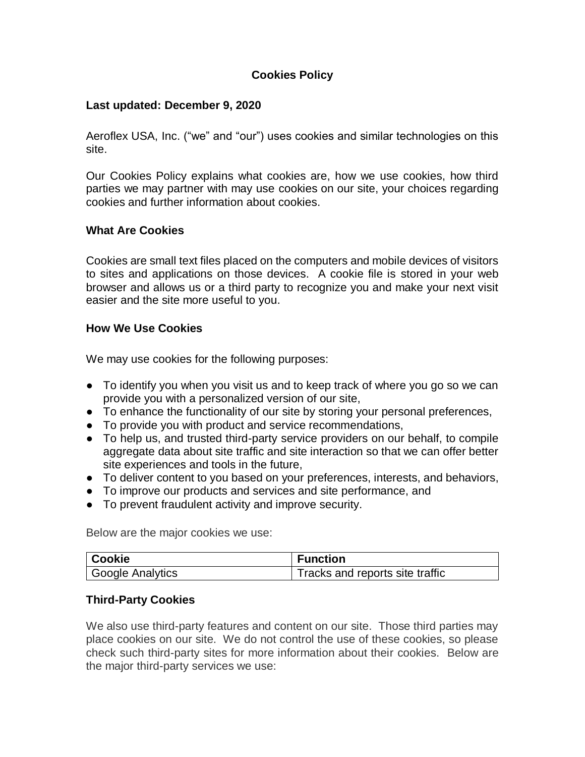# Cookies Policy

**Last updated: December 9, 2020**

Aeroflex USA, Inc. ("we" and "our") uses cookies and similar technologies on this site.

Our Cookies Policy explains what cookies are, how we use cookies, how third parties we may partner with may use cookies on our site, your choices regarding cookies and further information about cookies.

## What Are Cookies

Cookies are small text files placed on the computers and mobile devices of visitors to sites and applications on those devices. A cookie file is stored in your web browser and allows us or a third party to recognize you and make your next visit easier and the site more useful to you.

## How We Use Cookies

We may use cookies for the following purposes:

- To identify you when you visit us and to keep track of where you go so we can provide you with a personalized version of our site,
- To enhance the functionality of our site by storing your personal preferences,
- To provide you with product and service recommendations,
- To help us, and trusted third-party service providers on our behalf, to compile aggregate data about site traffic and site interaction so that we can offer better site experiences and tools in the future,
- To deliver content to you based on your preferences, interests, and behaviors,
- To improve our products and services and site performance, and
- To prevent fraudulent activity and improve security.

Below are the major cookies we use:

| Cookie | Function |
| --- | --- |
| Google Analytics | Tracks and reports site traffic |

## Third-Party Cookies

We also use third-party features and content on our site. Those third parties may place cookies on our site. We do not control the use of these cookies, so please check such third-party sites for more information about their cookies. Below are the major third-party services we use: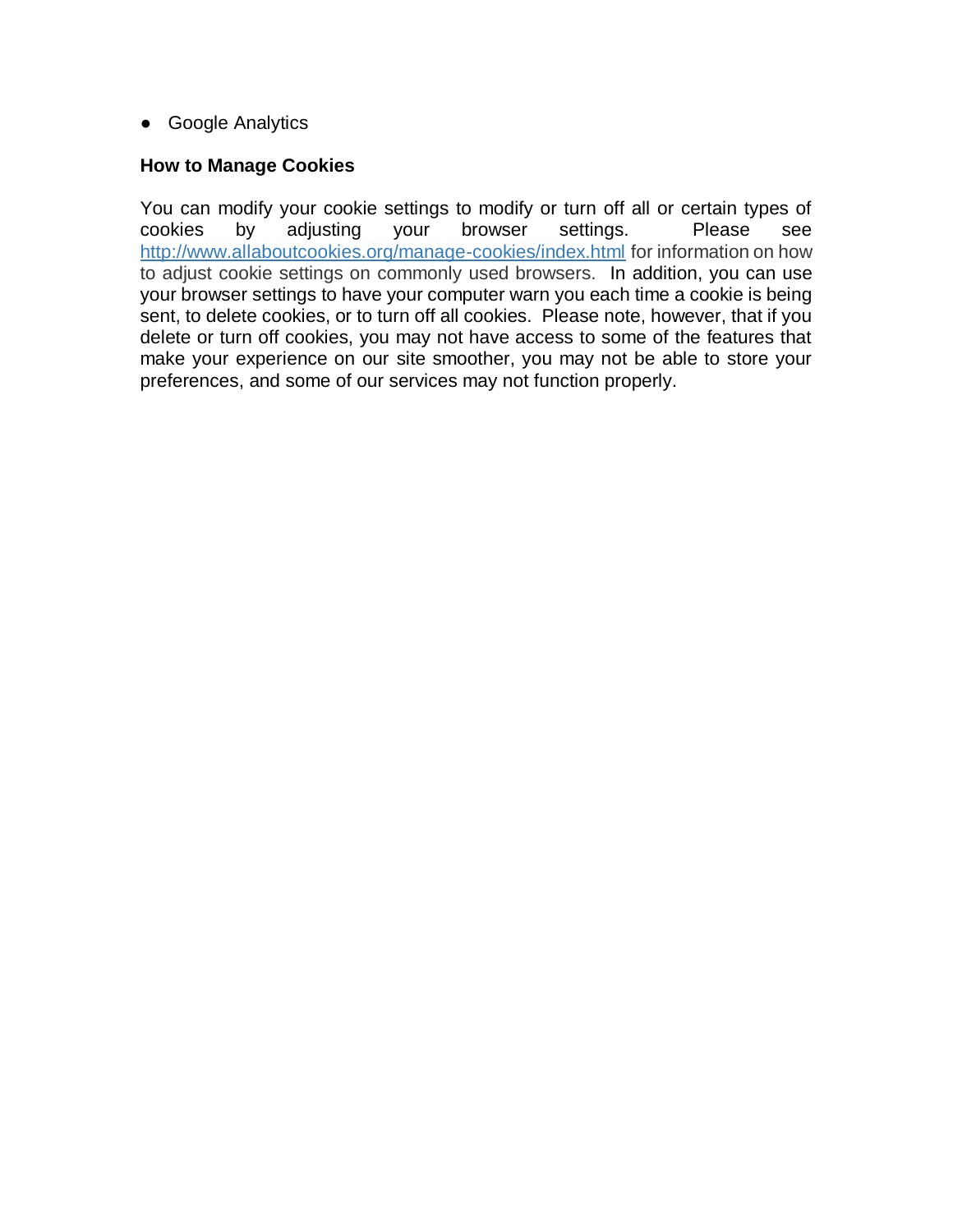- Google Analytics

**How to Manage Cookies**

You can modify your cookie settings to modify or turn off all or certain types of cookies by adjusting your browser settings. Please see http://www.allaboutcookies.org/manage-cookies/index.html for information on how to adjust cookie settings on commonly used browsers. In addition, you can use your browser settings to have your computer warn you each time a cookie is being sent, to delete cookies, or to turn off all cookies. Please note, however, that if you delete or turn off cookies, you may not have access to some of the features that make your experience on our site smoother, you may not be able to store your preferences, and some of our services may not function properly.